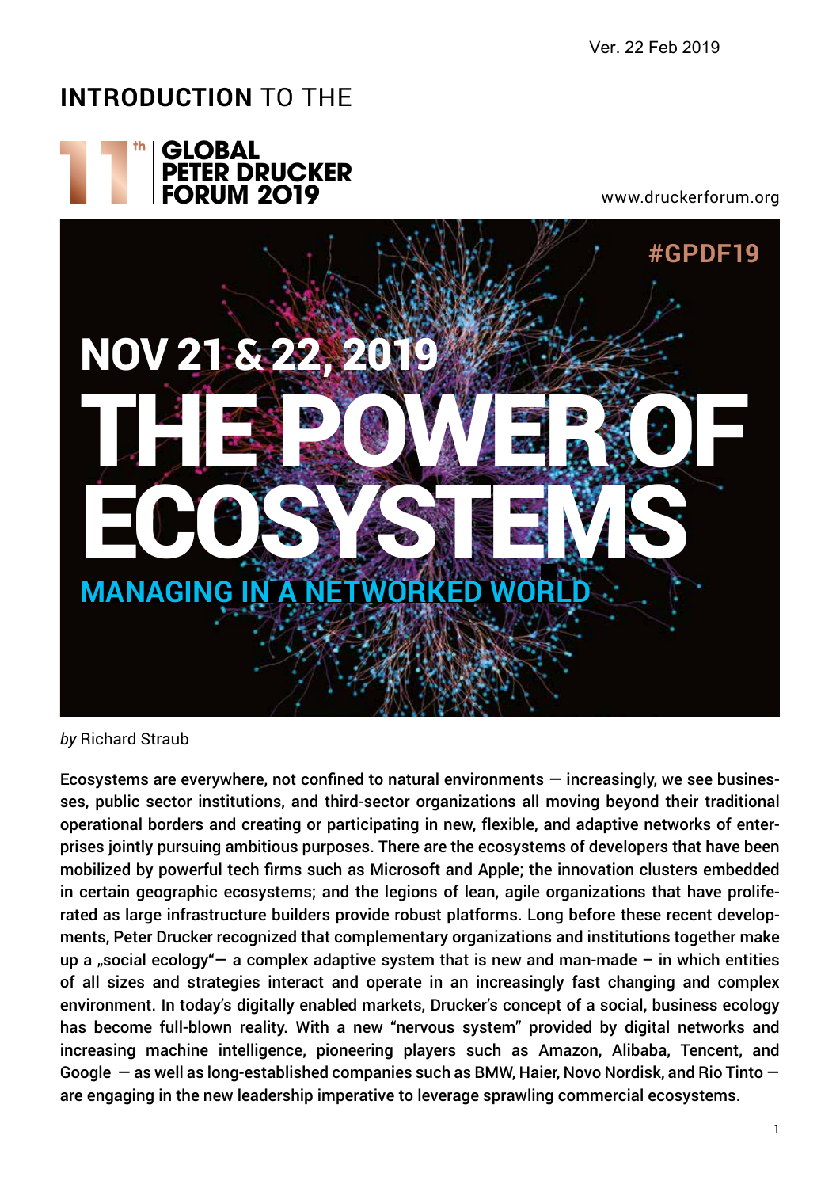Ver. 22 Feb 2019

# INTRODUCTION TO THE

## 11th GLOBAL PETER DRUCKER FORUM 2019

www.druckerforum.org

#GPDF19

NOV 21 & 22, 2019

# THE POWER OF ECOSYSTEMS

## MANAGING IN A NETWORKED WORLD

*by* Richard Straub

Ecosystems are everywhere, not confined to natural environments — increasingly, we see businesses, public sector institutions, and third-sector organizations all moving beyond their traditional operational borders and creating or participating in new, flexible, and adaptive networks of enterprises jointly pursuing ambitious purposes. There are the ecosystems of developers that have been mobilized by powerful tech firms such as Microsoft and Apple; the innovation clusters embedded in certain geographic ecosystems; and the legions of lean, agile organizations that have proliferated as large infrastructure builders provide robust platforms. Long before these recent developments, Peter Drucker recognized that complementary organizations and institutions together make up a „social ecology"— a complex adaptive system that is new and man-made – in which entities of all sizes and strategies interact and operate in an increasingly fast changing and complex environment. In today's digitally enabled markets, Drucker's concept of a social, business ecology has become full-blown reality. With a new "nervous system" provided by digital networks and increasing machine intelligence, pioneering players such as Amazon, Alibaba, Tencent, and Google — as well as long-established companies such as BMW, Haier, Novo Nordisk, and Rio Tinto — are engaging in the new leadership imperative to leverage sprawling commercial ecosystems.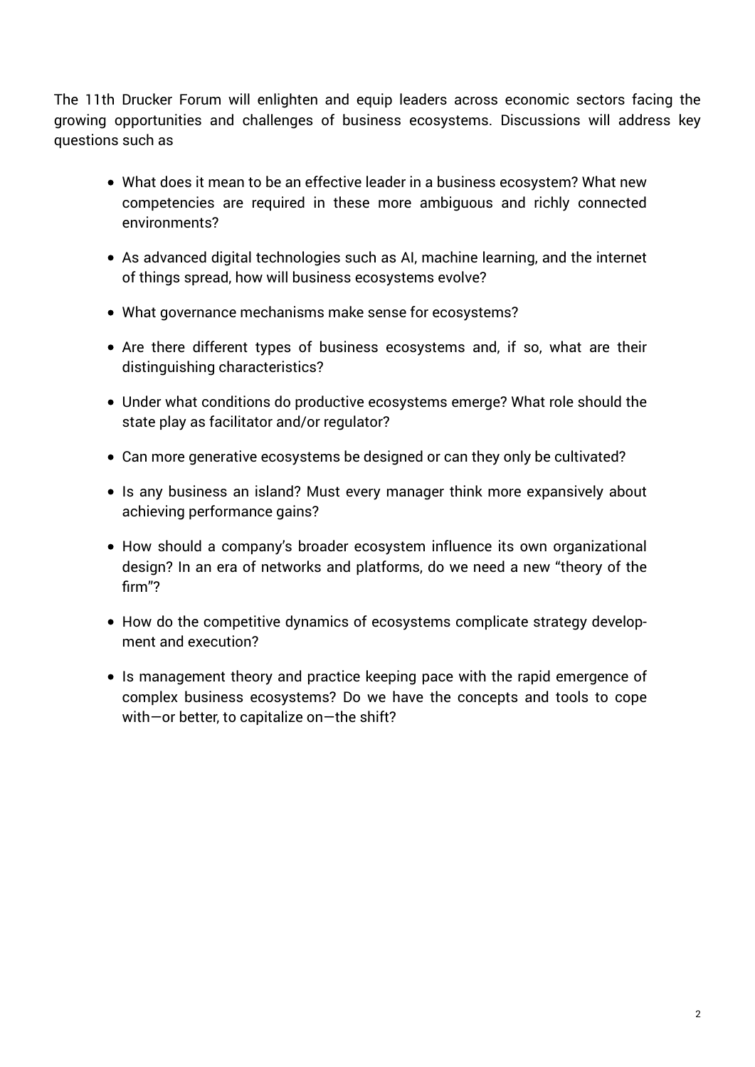The 11th Drucker Forum will enlighten and equip leaders across economic sectors facing the growing opportunities and challenges of business ecosystems. Discussions will address key questions such as

- What does it mean to be an effective leader in a business ecosystem? What new competencies are required in these more ambiguous and richly connected environments?
- As advanced digital technologies such as AI, machine learning, and the internet of things spread, how will business ecosystems evolve?
- What governance mechanisms make sense for ecosystems?
- Are there different types of business ecosystems and, if so, what are their distinguishing characteristics?
- Under what conditions do productive ecosystems emerge? What role should the state play as facilitator and/or regulator?
- Can more generative ecosystems be designed or can they only be cultivated?
- Is any business an island? Must every manager think more expansively about achieving performance gains?
- How should a company's broader ecosystem influence its own organizational design? In an era of networks and platforms, do we need a new "theory of the firm"?
- How do the competitive dynamics of ecosystems complicate strategy development and execution?
- Is management theory and practice keeping pace with the rapid emergence of complex business ecosystems? Do we have the concepts and tools to cope with—or better, to capitalize on—the shift?